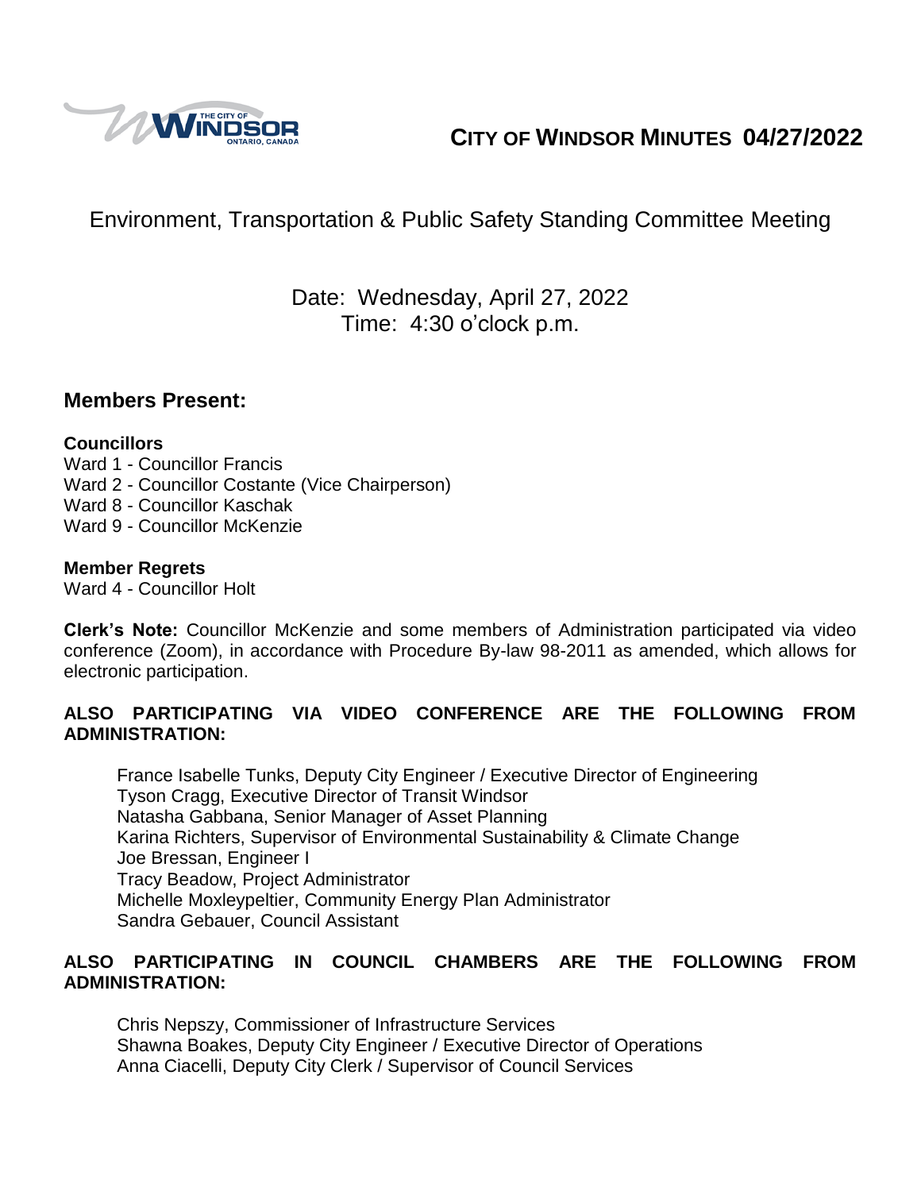# CITY OF WINDSOR MINUTES 04/27/2022

## Environment, Transportation & Public Safety Standing Committee Meeting

Date: Wednesday, April 27, 2022
Time: 4:30 o'clock p.m.

## Members Present:

**Councillors**
Ward 1 - Councillor Francis
Ward 2 - Councillor Costante (Vice Chairperson)
Ward 8 - Councillor Kaschak
Ward 9 - Councillor McKenzie

**Member Regrets**
Ward 4 - Councillor Holt

**Clerk's Note:** Councillor McKenzie and some members of Administration participated via video conference (Zoom), in accordance with Procedure By-law 98-2011 as amended, which allows for electronic participation.

**ALSO PARTICIPATING VIA VIDEO CONFERENCE ARE THE FOLLOWING FROM ADMINISTRATION:**

France Isabelle Tunks, Deputy City Engineer / Executive Director of Engineering
Tyson Cragg, Executive Director of Transit Windsor
Natasha Gabbana, Senior Manager of Asset Planning
Karina Richters, Supervisor of Environmental Sustainability & Climate Change
Joe Bressan, Engineer I
Tracy Beadow, Project Administrator
Michelle Moxleypeltier, Community Energy Plan Administrator
Sandra Gebauer, Council Assistant

**ALSO PARTICIPATING IN COUNCIL CHAMBERS ARE THE FOLLOWING FROM ADMINISTRATION:**

Chris Nepszy, Commissioner of Infrastructure Services
Shawna Boakes, Deputy City Engineer / Executive Director of Operations
Anna Ciacelli, Deputy City Clerk / Supervisor of Council Services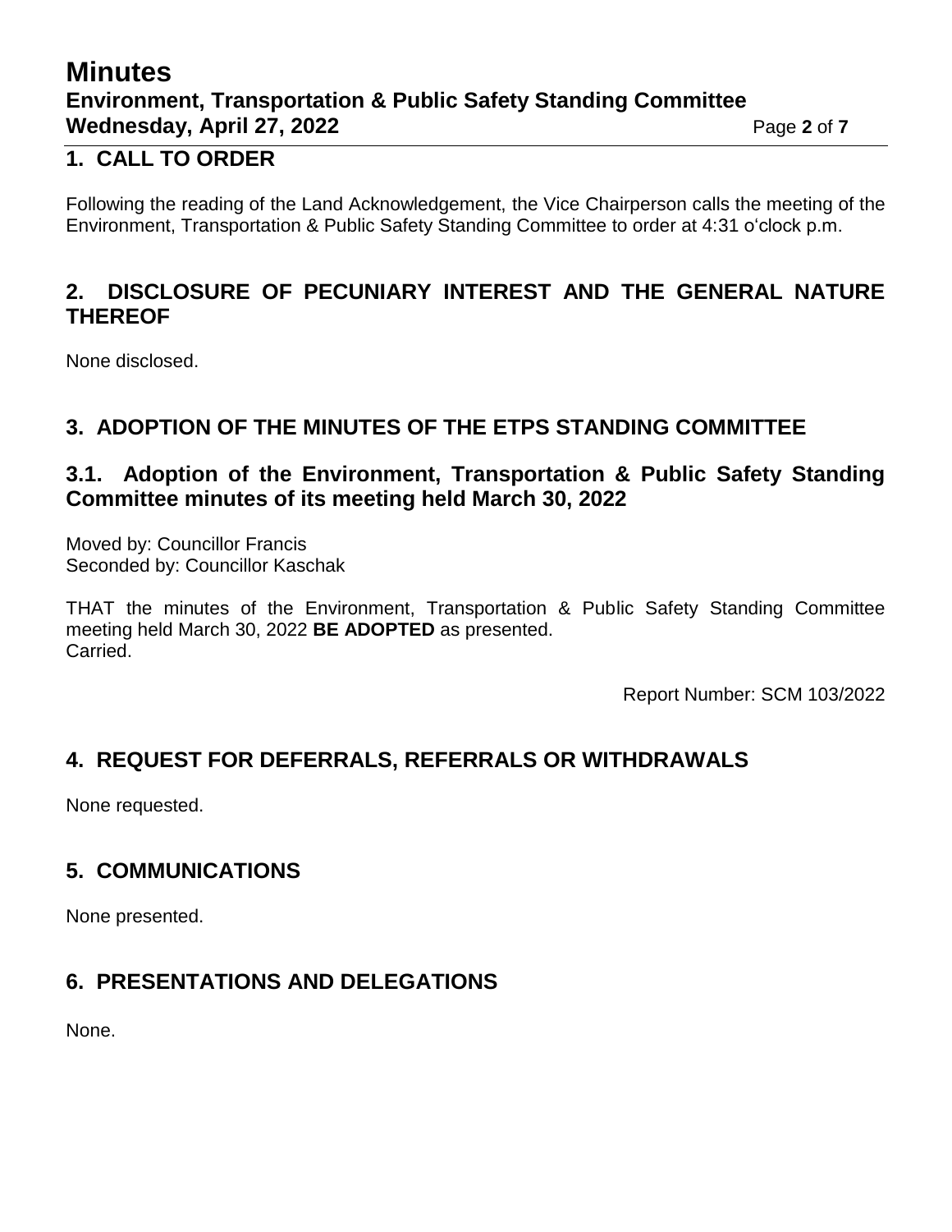## 1. CALL TO ORDER

Following the reading of the Land Acknowledgement, the Vice Chairperson calls the meeting of the Environment, Transportation & Public Safety Standing Committee to order at 4:31 o'clock p.m.

## 2. DISCLOSURE OF PECUNIARY INTEREST AND THE GENERAL NATURE THEREOF

None disclosed.

## 3. ADOPTION OF THE MINUTES OF THE ETPS STANDING COMMITTEE

### 3.1. Adoption of the Environment, Transportation & Public Safety Standing Committee minutes of its meeting held March 30, 2022

Moved by: Councillor Francis
Seconded by: Councillor Kaschak

THAT the minutes of the Environment, Transportation & Public Safety Standing Committee meeting held March 30, 2022 **BE ADOPTED** as presented.
Carried.

Report Number: SCM 103/2022

## 4. REQUEST FOR DEFERRALS, REFERRALS OR WITHDRAWALS

None requested.

## 5. COMMUNICATIONS

None presented.

## 6. PRESENTATIONS AND DELEGATIONS

None.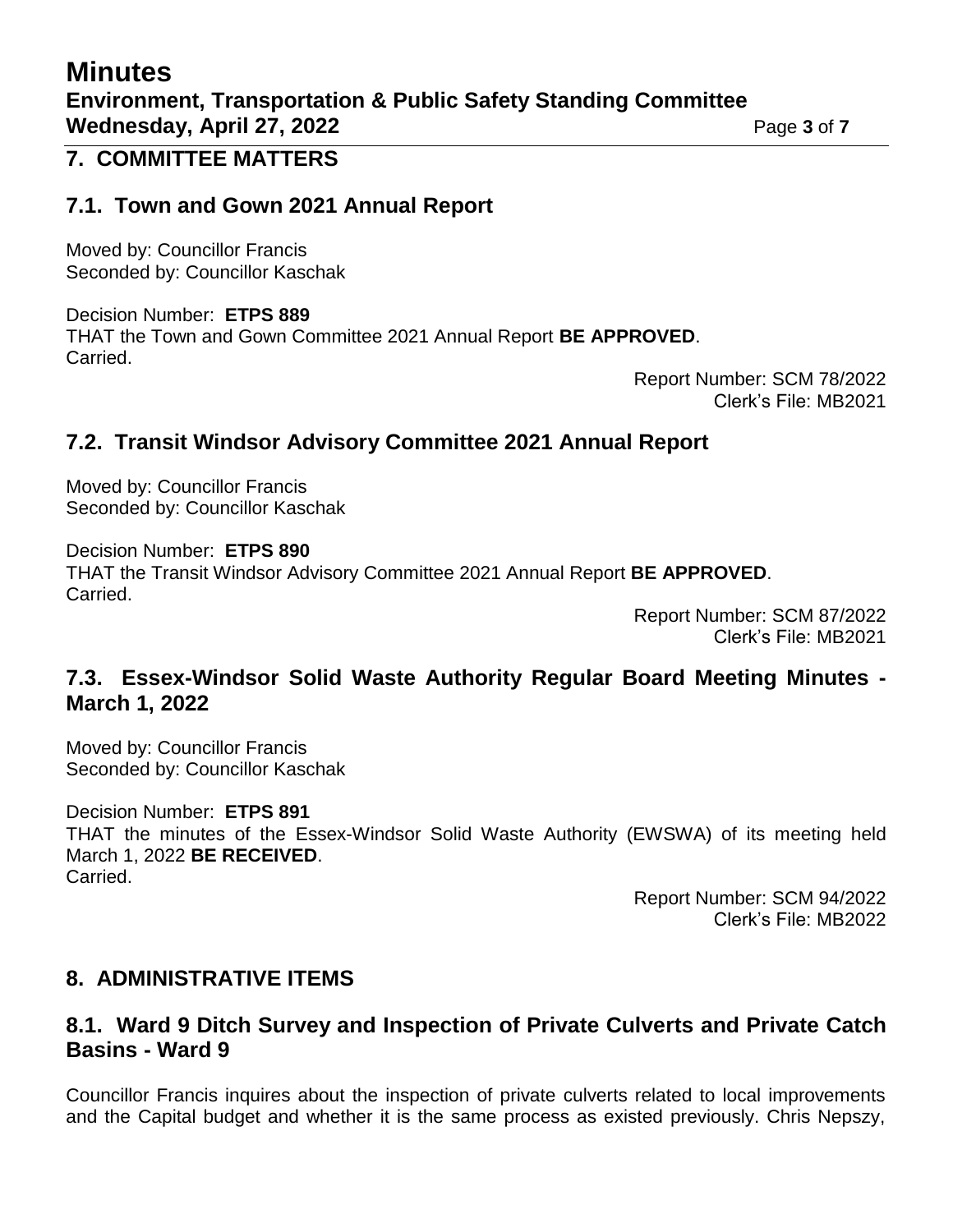## 7. COMMITTEE MATTERS

### 7.1. Town and Gown 2021 Annual Report

Moved by: Councillor Francis
Seconded by: Councillor Kaschak

Decision Number: **ETPS 889**
THAT the Town and Gown Committee 2021 Annual Report **BE APPROVED**.
Carried.

Report Number: SCM 78/2022
Clerk's File: MB2021

### 7.2. Transit Windsor Advisory Committee 2021 Annual Report

Moved by: Councillor Francis
Seconded by: Councillor Kaschak

Decision Number: **ETPS 890**
THAT the Transit Windsor Advisory Committee 2021 Annual Report **BE APPROVED**.
Carried.

Report Number: SCM 87/2022
Clerk's File: MB2021

### 7.3. Essex-Windsor Solid Waste Authority Regular Board Meeting Minutes - March 1, 2022

Moved by: Councillor Francis
Seconded by: Councillor Kaschak

Decision Number: **ETPS 891**
THAT the minutes of the Essex-Windsor Solid Waste Authority (EWSWA) of its meeting held March 1, 2022 **BE RECEIVED**.
Carried.

Report Number: SCM 94/2022
Clerk's File: MB2022

## 8. ADMINISTRATIVE ITEMS

### 8.1. Ward 9 Ditch Survey and Inspection of Private Culverts and Private Catch Basins - Ward 9

Councillor Francis inquires about the inspection of private culverts related to local improvements and the Capital budget and whether it is the same process as existed previously. Chris Nepszy,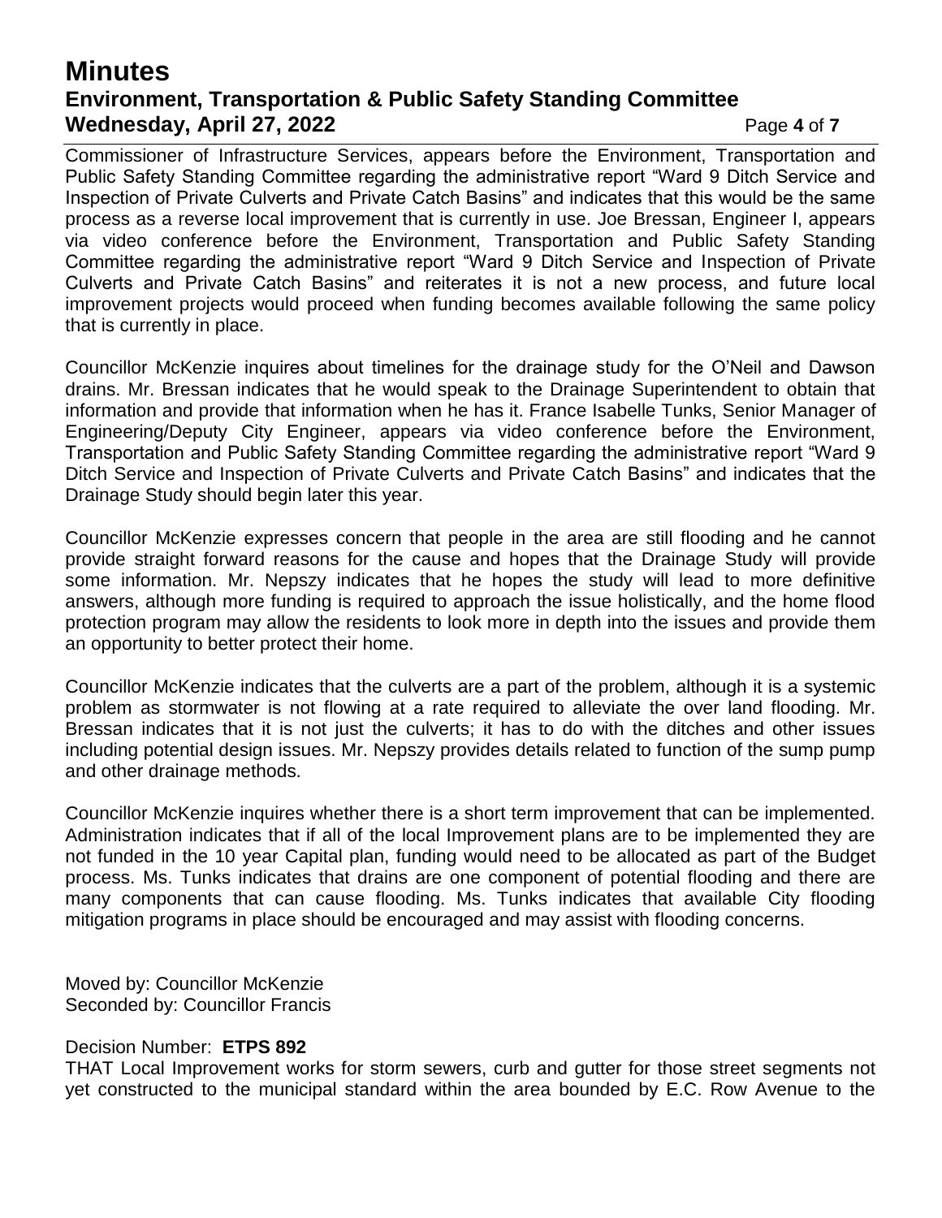Commissioner of Infrastructure Services, appears before the Environment, Transportation and Public Safety Standing Committee regarding the administrative report "Ward 9 Ditch Service and Inspection of Private Culverts and Private Catch Basins" and indicates that this would be the same process as a reverse local improvement that is currently in use. Joe Bressan, Engineer I, appears via video conference before the Environment, Transportation and Public Safety Standing Committee regarding the administrative report "Ward 9 Ditch Service and Inspection of Private Culverts and Private Catch Basins" and reiterates it is not a new process, and future local improvement projects would proceed when funding becomes available following the same policy that is currently in place.

Councillor McKenzie inquires about timelines for the drainage study for the O'Neil and Dawson drains. Mr. Bressan indicates that he would speak to the Drainage Superintendent to obtain that information and provide that information when he has it. France Isabelle Tunks, Senior Manager of Engineering/Deputy City Engineer, appears via video conference before the Environment, Transportation and Public Safety Standing Committee regarding the administrative report "Ward 9 Ditch Service and Inspection of Private Culverts and Private Catch Basins" and indicates that the Drainage Study should begin later this year.

Councillor McKenzie expresses concern that people in the area are still flooding and he cannot provide straight forward reasons for the cause and hopes that the Drainage Study will provide some information. Mr. Nepszy indicates that he hopes the study will lead to more definitive answers, although more funding is required to approach the issue holistically, and the home flood protection program may allow the residents to look more in depth into the issues and provide them an opportunity to better protect their home.

Councillor McKenzie indicates that the culverts are a part of the problem, although it is a systemic problem as stormwater is not flowing at a rate required to alleviate the over land flooding. Mr. Bressan indicates that it is not just the culverts; it has to do with the ditches and other issues including potential design issues. Mr. Nepszy provides details related to function of the sump pump and other drainage methods.

Councillor McKenzie inquires whether there is a short term improvement that can be implemented. Administration indicates that if all of the local Improvement plans are to be implemented they are not funded in the 10 year Capital plan, funding would need to be allocated as part of the Budget process. Ms. Tunks indicates that drains are one component of potential flooding and there are many components that can cause flooding. Ms. Tunks indicates that available City flooding mitigation programs in place should be encouraged and may assist with flooding concerns.

Moved by: Councillor McKenzie
Seconded by: Councillor Francis

Decision Number: **ETPS 892**
THAT Local Improvement works for storm sewers, curb and gutter for those street segments not yet constructed to the municipal standard within the area bounded by E.C. Row Avenue to the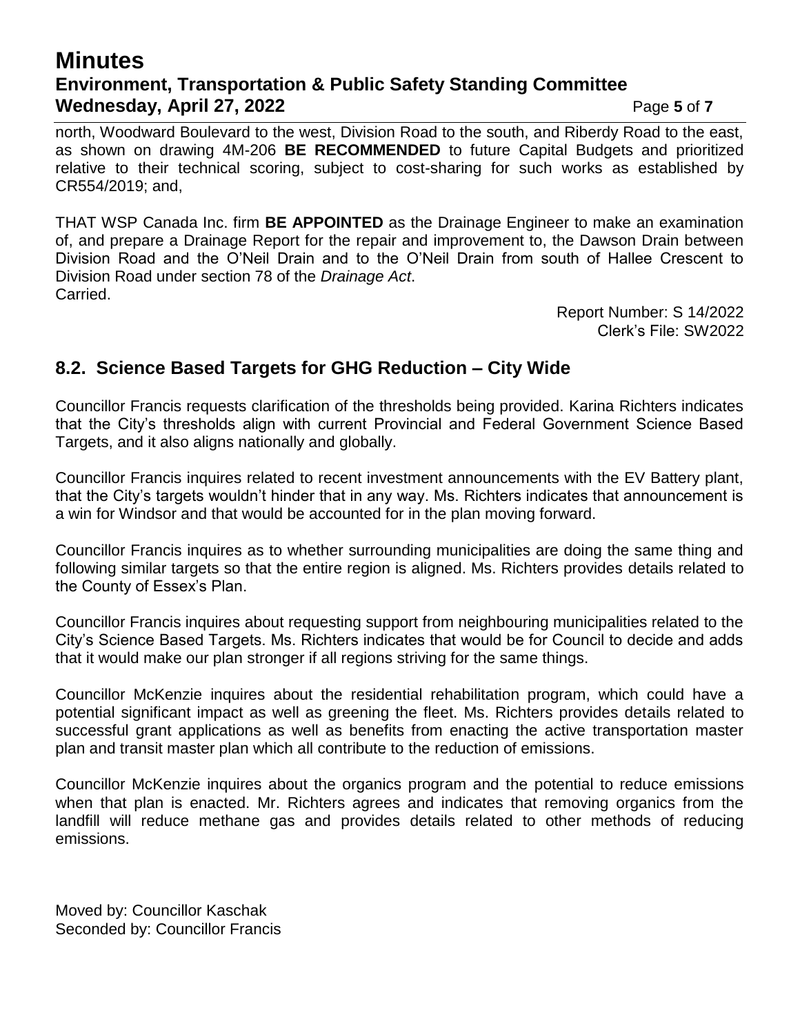north, Woodward Boulevard to the west, Division Road to the south, and Riberdy Road to the east, as shown on drawing 4M-206 **BE RECOMMENDED** to future Capital Budgets and prioritized relative to their technical scoring, subject to cost-sharing for such works as established by CR554/2019; and,

THAT WSP Canada Inc. firm **BE APPOINTED** as the Drainage Engineer to make an examination of, and prepare a Drainage Report for the repair and improvement to, the Dawson Drain between Division Road and the O'Neil Drain and to the O'Neil Drain from south of Hallee Crescent to Division Road under section 78 of the *Drainage Act*.
Carried.

Report Number: S 14/2022
Clerk's File: SW2022

## 8.2. Science Based Targets for GHG Reduction – City Wide

Councillor Francis requests clarification of the thresholds being provided. Karina Richters indicates that the City's thresholds align with current Provincial and Federal Government Science Based Targets, and it also aligns nationally and globally.

Councillor Francis inquires related to recent investment announcements with the EV Battery plant, that the City's targets wouldn't hinder that in any way. Ms. Richters indicates that announcement is a win for Windsor and that would be accounted for in the plan moving forward.

Councillor Francis inquires as to whether surrounding municipalities are doing the same thing and following similar targets so that the entire region is aligned. Ms. Richters provides details related to the County of Essex's Plan.

Councillor Francis inquires about requesting support from neighbouring municipalities related to the City's Science Based Targets. Ms. Richters indicates that would be for Council to decide and adds that it would make our plan stronger if all regions striving for the same things.

Councillor McKenzie inquires about the residential rehabilitation program, which could have a potential significant impact as well as greening the fleet. Ms. Richters provides details related to successful grant applications as well as benefits from enacting the active transportation master plan and transit master plan which all contribute to the reduction of emissions.

Councillor McKenzie inquires about the organics program and the potential to reduce emissions when that plan is enacted. Mr. Richters agrees and indicates that removing organics from the landfill will reduce methane gas and provides details related to other methods of reducing emissions.

Moved by: Councillor Kaschak
Seconded by: Councillor Francis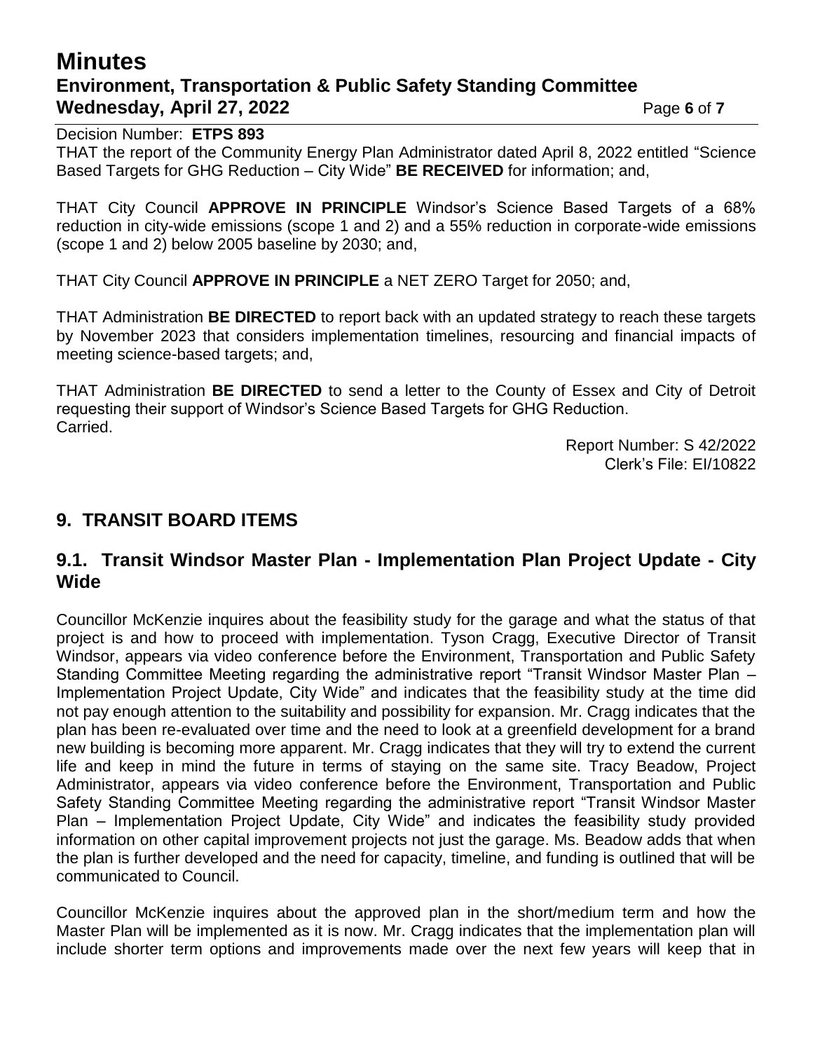Decision Number: **ETPS 893**

THAT the report of the Community Energy Plan Administrator dated April 8, 2022 entitled "Science Based Targets for GHG Reduction – City Wide" **BE RECEIVED** for information; and,

THAT City Council **APPROVE IN PRINCIPLE** Windsor's Science Based Targets of a 68% reduction in city-wide emissions (scope 1 and 2) and a 55% reduction in corporate-wide emissions (scope 1 and 2) below 2005 baseline by 2030; and,

THAT City Council **APPROVE IN PRINCIPLE** a NET ZERO Target for 2050; and,

THAT Administration **BE DIRECTED** to report back with an updated strategy to reach these targets by November 2023 that considers implementation timelines, resourcing and financial impacts of meeting science-based targets; and,

THAT Administration **BE DIRECTED** to send a letter to the County of Essex and City of Detroit requesting their support of Windsor's Science Based Targets for GHG Reduction.
Carried.

Report Number: S 42/2022
Clerk's File: EI/10822

## 9. TRANSIT BOARD ITEMS

### 9.1. Transit Windsor Master Plan - Implementation Plan Project Update - City Wide

Councillor McKenzie inquires about the feasibility study for the garage and what the status of that project is and how to proceed with implementation. Tyson Cragg, Executive Director of Transit Windsor, appears via video conference before the Environment, Transportation and Public Safety Standing Committee Meeting regarding the administrative report "Transit Windsor Master Plan – Implementation Project Update, City Wide" and indicates that the feasibility study at the time did not pay enough attention to the suitability and possibility for expansion. Mr. Cragg indicates that the plan has been re-evaluated over time and the need to look at a greenfield development for a brand new building is becoming more apparent. Mr. Cragg indicates that they will try to extend the current life and keep in mind the future in terms of staying on the same site. Tracy Beadow, Project Administrator, appears via video conference before the Environment, Transportation and Public Safety Standing Committee Meeting regarding the administrative report "Transit Windsor Master Plan – Implementation Project Update, City Wide" and indicates the feasibility study provided information on other capital improvement projects not just the garage. Ms. Beadow adds that when the plan is further developed and the need for capacity, timeline, and funding is outlined that will be communicated to Council.

Councillor McKenzie inquires about the approved plan in the short/medium term and how the Master Plan will be implemented as it is now. Mr. Cragg indicates that the implementation plan will include shorter term options and improvements made over the next few years will keep that in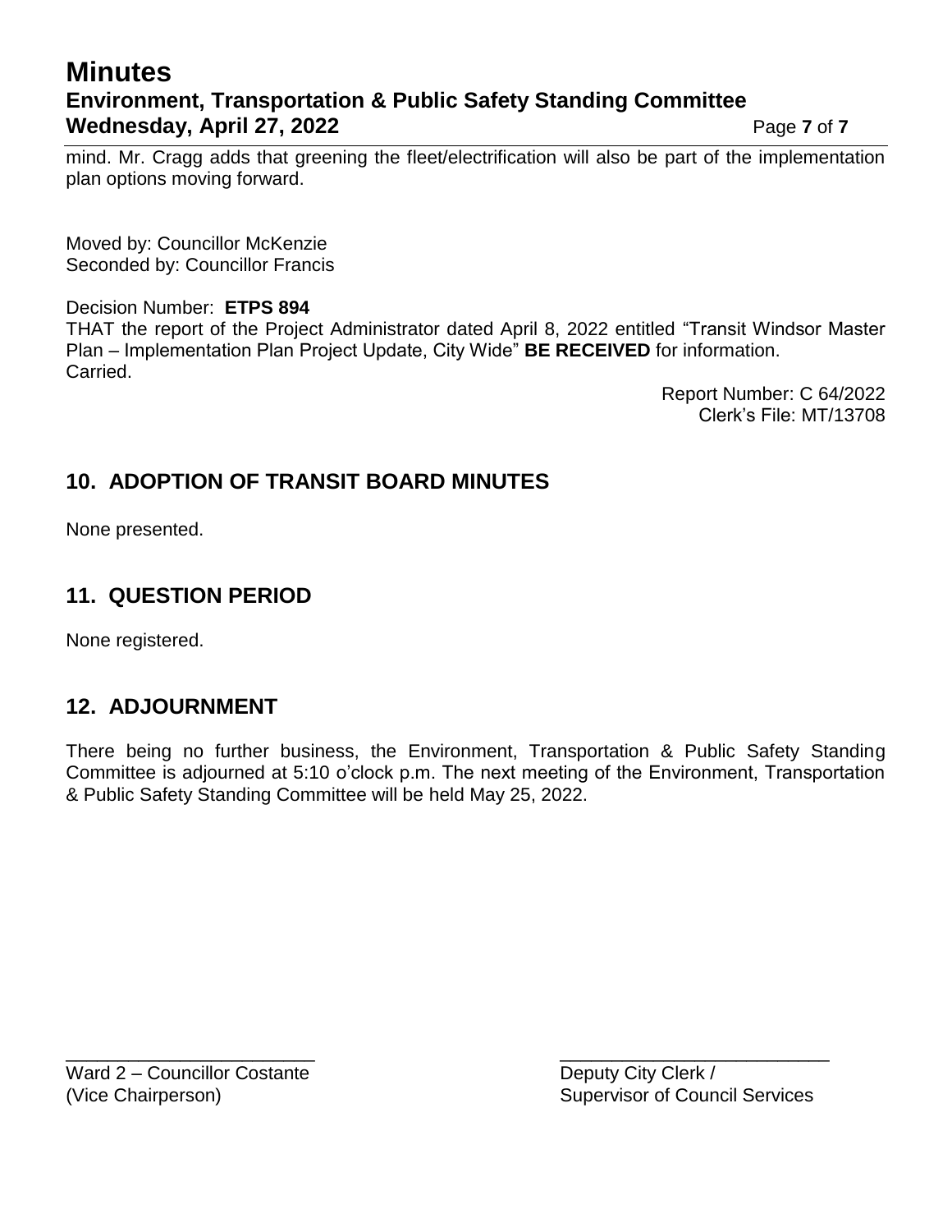mind. Mr. Cragg adds that greening the fleet/electrification will also be part of the implementation plan options moving forward.

Moved by: Councillor McKenzie
Seconded by: Councillor Francis

Decision Number: **ETPS 894**
THAT the report of the Project Administrator dated April 8, 2022 entitled "Transit Windsor Master Plan – Implementation Plan Project Update, City Wide" **BE RECEIVED** for information.
Carried.

Report Number: C 64/2022
Clerk's File: MT/13708

## 10. ADOPTION OF TRANSIT BOARD MINUTES

None presented.

## 11. QUESTION PERIOD

None registered.

## 12. ADJOURNMENT

There being no further business, the Environment, Transportation & Public Safety Standing Committee is adjourned at 5:10 o'clock p.m. The next meeting of the Environment, Transportation & Public Safety Standing Committee will be held May 25, 2022.

Ward 2 – Councillor Costante
(Vice Chairperson)

Deputy City Clerk /
Supervisor of Council Services